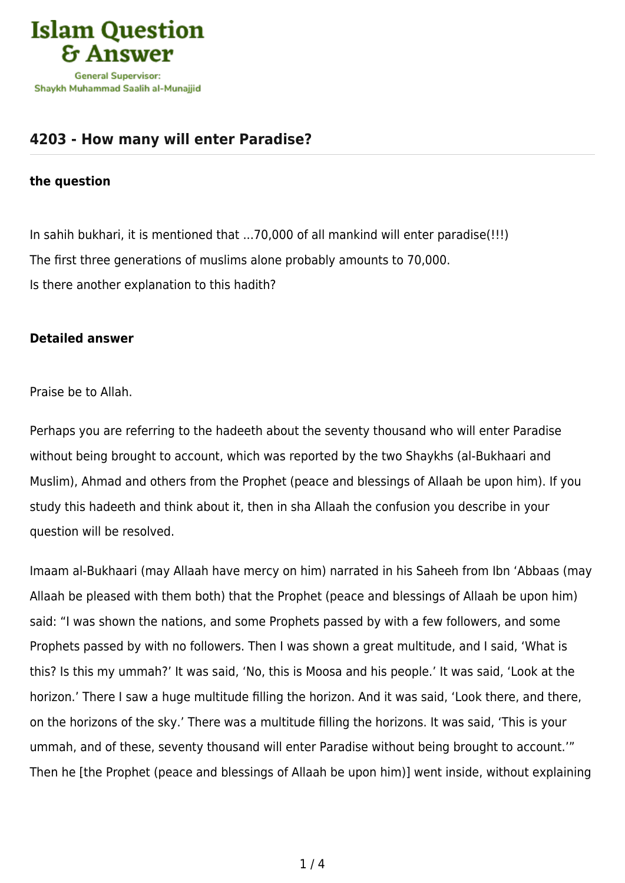Islam Question & Answer

General Supervisor: Shaykh Muhammad Saalih al-Munajjid

## 4203 - How many will enter Paradise?

### the question

In sahih bukhari, it is mentioned that ...70,000 of all mankind will enter paradise(!!!)
The first three generations of muslims alone probably amounts to 70,000.
Is there another explanation to this hadith?

### Detailed answer

Praise be to Allah.

Perhaps you are referring to the hadeeth about the seventy thousand who will enter Paradise without being brought to account, which was reported by the two Shaykhs (al-Bukhaari and Muslim), Ahmad and others from the Prophet (peace and blessings of Allaah be upon him). If you study this hadeeth and think about it, then in sha Allaah the confusion you describe in your question will be resolved.

Imaam al-Bukhaari (may Allaah have mercy on him) narrated in his Saheeh from Ibn 'Abbaas (may Allaah be pleased with them both) that the Prophet (peace and blessings of Allaah be upon him) said: "I was shown the nations, and some Prophets passed by with a few followers, and some Prophets passed by with no followers. Then I was shown a great multitude, and I said, 'What is this? Is this my ummah?' It was said, 'No, this is Moosa and his people.' It was said, 'Look at the horizon.' There I saw a huge multitude filling the horizon. And it was said, 'Look there, and there, on the horizons of the sky.' There was a multitude filling the horizons. It was said, 'This is your ummah, and of these, seventy thousand will enter Paradise without being brought to account.'" Then he [the Prophet (peace and blessings of Allaah be upon him)] went inside, without explaining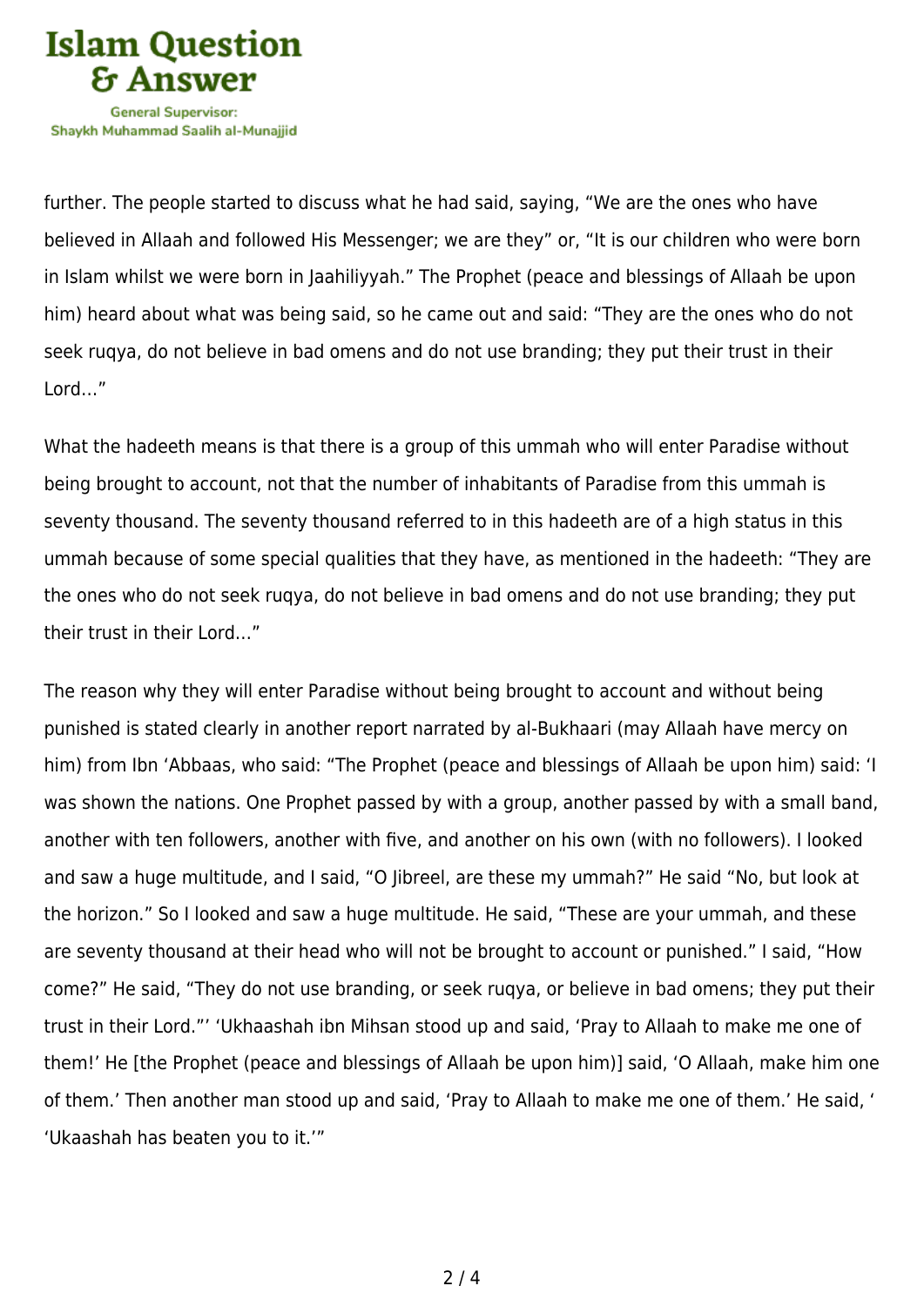further. The people started to discuss what he had said, saying, "We are the ones who have believed in Allaah and followed His Messenger; we are they" or, "It is our children who were born in Islam whilst we were born in Jaahiliyyah." The Prophet (peace and blessings of Allaah be upon him) heard about what was being said, so he came out and said: "They are the ones who do not seek ruqya, do not believe in bad omens and do not use branding; they put their trust in their Lord…"

What the hadeeth means is that there is a group of this ummah who will enter Paradise without being brought to account, not that the number of inhabitants of Paradise from this ummah is seventy thousand. The seventy thousand referred to in this hadeeth are of a high status in this ummah because of some special qualities that they have, as mentioned in the hadeeth: "They are the ones who do not seek ruqya, do not believe in bad omens and do not use branding; they put their trust in their Lord…"

The reason why they will enter Paradise without being brought to account and without being punished is stated clearly in another report narrated by al-Bukhaari (may Allaah have mercy on him) from Ibn 'Abbaas, who said: "The Prophet (peace and blessings of Allaah be upon him) said: 'I was shown the nations. One Prophet passed by with a group, another passed by with a small band, another with ten followers, another with five, and another on his own (with no followers). I looked and saw a huge multitude, and I said, "O Jibreel, are these my ummah?" He said "No, but look at the horizon." So I looked and saw a huge multitude. He said, "These are your ummah, and these are seventy thousand at their head who will not be brought to account or punished." I said, "How come?" He said, "They do not use branding, or seek ruqya, or believe in bad omens; they put their trust in their Lord."' 'Ukhaashah ibn Mihsan stood up and said, 'Pray to Allaah to make me one of them!' He [the Prophet (peace and blessings of Allaah be upon him)] said, 'O Allaah, make him one of them.' Then another man stood up and said, 'Pray to Allaah to make me one of them.' He said, ' 'Ukaashah has beaten you to it.'"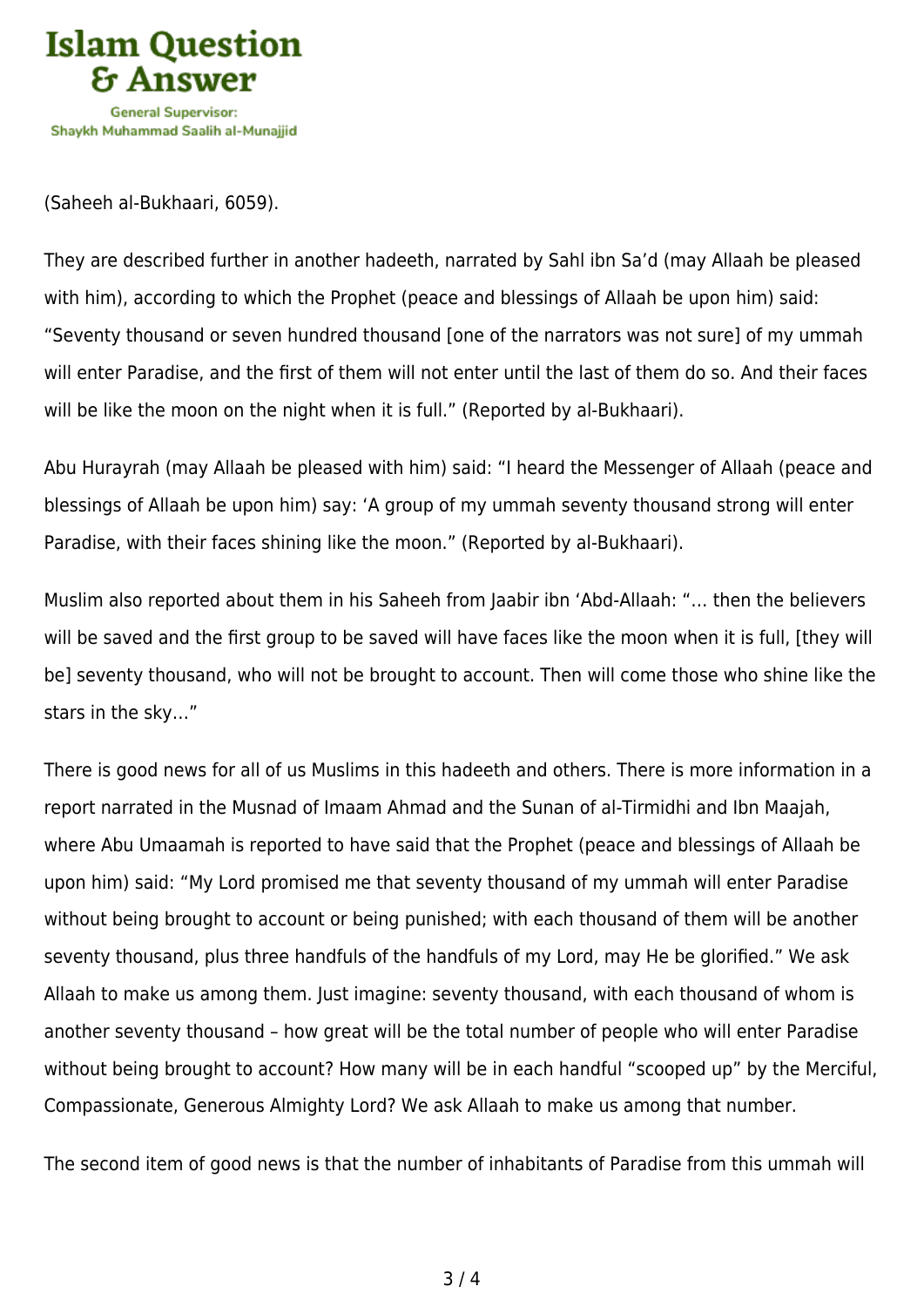(Saheeh al-Bukhaari, 6059).

They are described further in another hadeeth, narrated by Sahl ibn Sa'd (may Allaah be pleased with him), according to which the Prophet (peace and blessings of Allaah be upon him) said: "Seventy thousand or seven hundred thousand [one of the narrators was not sure] of my ummah will enter Paradise, and the first of them will not enter until the last of them do so. And their faces will be like the moon on the night when it is full." (Reported by al-Bukhaari).

Abu Hurayrah (may Allaah be pleased with him) said: "I heard the Messenger of Allaah (peace and blessings of Allaah be upon him) say: 'A group of my ummah seventy thousand strong will enter Paradise, with their faces shining like the moon." (Reported by al-Bukhaari).

Muslim also reported about them in his Saheeh from Jaabir ibn 'Abd-Allaah: "… then the believers will be saved and the first group to be saved will have faces like the moon when it is full, [they will be] seventy thousand, who will not be brought to account. Then will come those who shine like the stars in the sky…"

There is good news for all of us Muslims in this hadeeth and others. There is more information in a report narrated in the Musnad of Imaam Ahmad and the Sunan of al-Tirmidhi and Ibn Maajah, where Abu Umaamah is reported to have said that the Prophet (peace and blessings of Allaah be upon him) said: "My Lord promised me that seventy thousand of my ummah will enter Paradise without being brought to account or being punished; with each thousand of them will be another seventy thousand, plus three handfuls of the handfuls of my Lord, may He be glorified." We ask Allaah to make us among them. Just imagine: seventy thousand, with each thousand of whom is another seventy thousand – how great will be the total number of people who will enter Paradise without being brought to account? How many will be in each handful "scooped up" by the Merciful, Compassionate, Generous Almighty Lord? We ask Allaah to make us among that number.

The second item of good news is that the number of inhabitants of Paradise from this ummah will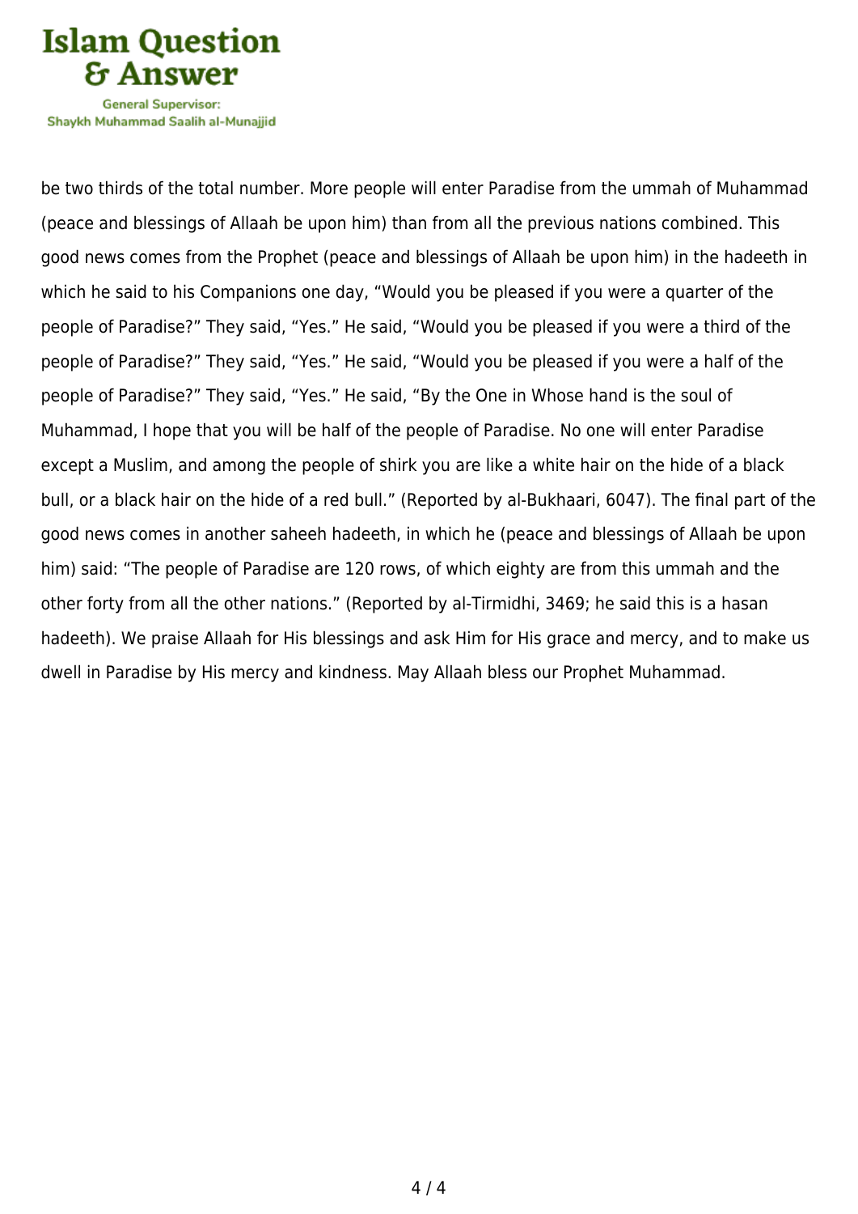be two thirds of the total number. More people will enter Paradise from the ummah of Muhammad (peace and blessings of Allaah be upon him) than from all the previous nations combined. This good news comes from the Prophet (peace and blessings of Allaah be upon him) in the hadeeth in which he said to his Companions one day, “Would you be pleased if you were a quarter of the people of Paradise?” They said, “Yes.” He said, “Would you be pleased if you were a third of the people of Paradise?” They said, “Yes.” He said, “Would you be pleased if you were a half of the people of Paradise?” They said, “Yes.” He said, “By the One in Whose hand is the soul of Muhammad, I hope that you will be half of the people of Paradise. No one will enter Paradise except a Muslim, and among the people of shirk you are like a white hair on the hide of a black bull, or a black hair on the hide of a red bull.” (Reported by al-Bukhaari, 6047). The final part of the good news comes in another saheeh hadeeth, in which he (peace and blessings of Allaah be upon him) said: “The people of Paradise are 120 rows, of which eighty are from this ummah and the other forty from all the other nations.” (Reported by al-Tirmidhi, 3469; he said this is a hasan hadeeth). We praise Allaah for His blessings and ask Him for His grace and mercy, and to make us dwell in Paradise by His mercy and kindness. May Allaah bless our Prophet Muhammad.